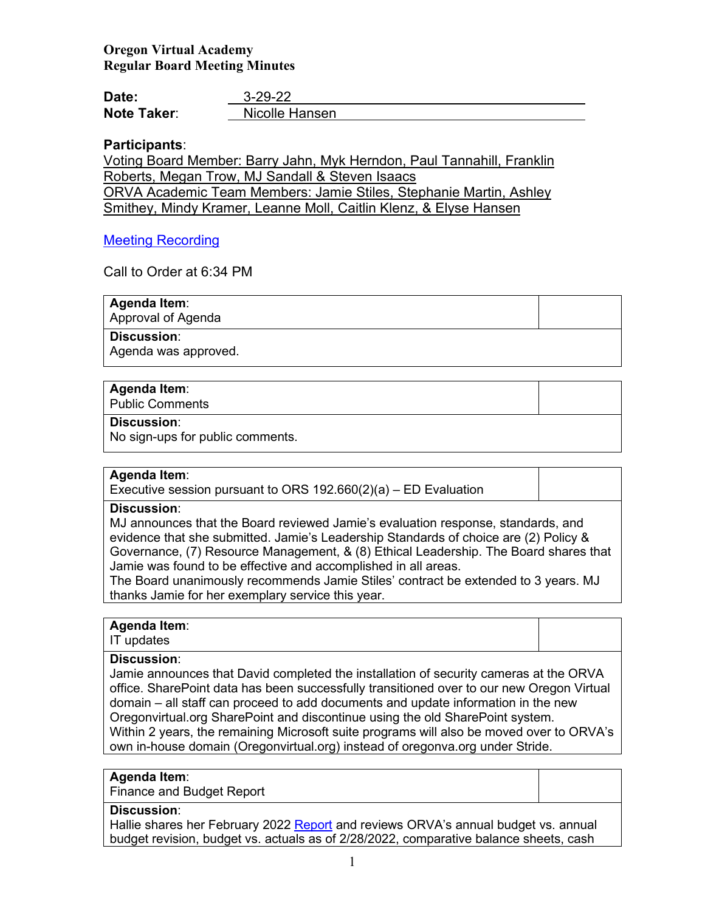**Oregon Virtual Academy**
**Regular Board Meeting Minutes**

**Date:** 3-29-22
**Note Taker**: Nicolle Hansen

**Participants**:
Voting Board Member: Barry Jahn, Myk Herndon, Paul Tannahill, Franklin Roberts, Megan Trow, MJ Sandall & Steven Isaacs
ORVA Academic Team Members: Jamie Stiles, Stephanie Martin, Ashley Smithey, Mindy Kramer, Leanne Moll, Caitlin Klenz, & Elyse Hansen

[Meeting Recording]

Call to Order at 6:34 PM

| **Agenda Item**: Approval of Agenda | |
|---|---|
| **Discussion**: Agenda was approved. | |

| **Agenda Item**: Public Comments | |
|---|---|
| **Discussion**: No sign-ups for public comments. | |

| **Agenda Item**: Executive session pursuant to ORS 192.660(2)(a) – ED Evaluation | |
|---|---|
| **Discussion**: MJ announces that the Board reviewed Jamie's evaluation response, standards, and evidence that she submitted. Jamie's Leadership Standards of choice are (2) Policy & Governance, (7) Resource Management, & (8) Ethical Leadership. The Board shares that Jamie was found to be effective and accomplished in all areas. The Board unanimously recommends Jamie Stiles' contract be extended to 3 years. MJ thanks Jamie for her exemplary service this year. | |

| **Agenda Item**: IT updates | |
|---|---|
| **Discussion**: Jamie announces that David completed the installation of security cameras at the ORVA office. SharePoint data has been successfully transitioned over to our new Oregon Virtual domain – all staff can proceed to add documents and update information in the new Oregonvirtual.org SharePoint and discontinue using the old SharePoint system. Within 2 years, the remaining Microsoft suite programs will also be moved over to ORVA's own in-house domain (Oregonvirtual.org) instead of oregonva.org under Stride. | |

| **Agenda Item**: Finance and Budget Report | |
|---|---|
| **Discussion**: Hallie shares her February 2022 [Report] and reviews ORVA's annual budget vs. annual budget revision, budget vs. actuals as of 2/28/2022, comparative balance sheets, cash | |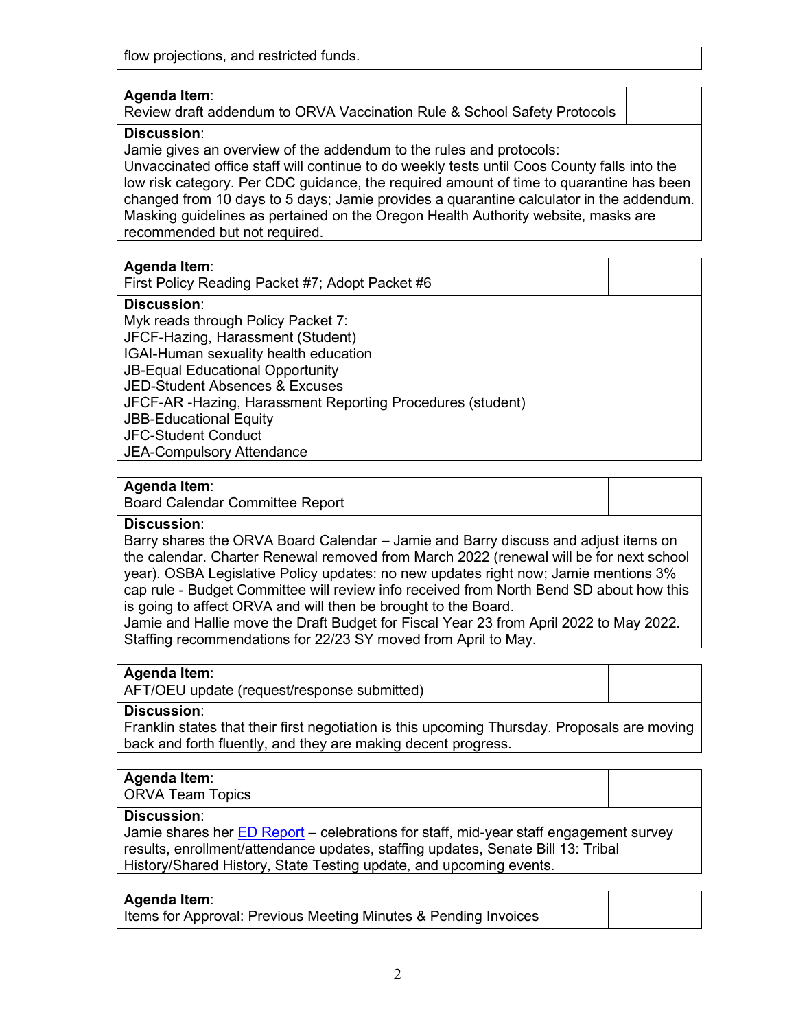flow projections, and restricted funds.

**Agenda Item**:
Review draft addendum to ORVA Vaccination Rule & School Safety Protocols

**Discussion**:
Jamie gives an overview of the addendum to the rules and protocols:
Unvaccinated office staff will continue to do weekly tests until Coos County falls into the low risk category. Per CDC guidance, the required amount of time to quarantine has been changed from 10 days to 5 days; Jamie provides a quarantine calculator in the addendum. Masking guidelines as pertained on the Oregon Health Authority website, masks are recommended but not required.

**Agenda Item**:
First Policy Reading Packet #7; Adopt Packet #6

**Discussion**:
Myk reads through Policy Packet 7:
JFCF-Hazing, Harassment (Student)
IGAI-Human sexuality health education
JB-Equal Educational Opportunity
JED-Student Absences & Excuses
JFCF-AR -Hazing, Harassment Reporting Procedures (student)
JBB-Educational Equity
JFC-Student Conduct
JEA-Compulsory Attendance

**Agenda Item**:
Board Calendar Committee Report

**Discussion**:
Barry shares the ORVA Board Calendar – Jamie and Barry discuss and adjust items on the calendar. Charter Renewal removed from March 2022 (renewal will be for next school year). OSBA Legislative Policy updates: no new updates right now; Jamie mentions 3% cap rule - Budget Committee will review info received from North Bend SD about how this is going to affect ORVA and will then be brought to the Board.
Jamie and Hallie move the Draft Budget for Fiscal Year 23 from April 2022 to May 2022. Staffing recommendations for 22/23 SY moved from April to May.

**Agenda Item**:
AFT/OEU update (request/response submitted)

**Discussion**:
Franklin states that their first negotiation is this upcoming Thursday. Proposals are moving back and forth fluently, and they are making decent progress.

**Agenda Item**:
ORVA Team Topics

**Discussion**:
Jamie shares her ED Report – celebrations for staff, mid-year staff engagement survey results, enrollment/attendance updates, staffing updates, Senate Bill 13: Tribal History/Shared History, State Testing update, and upcoming events.

**Agenda Item**:
Items for Approval: Previous Meeting Minutes & Pending Invoices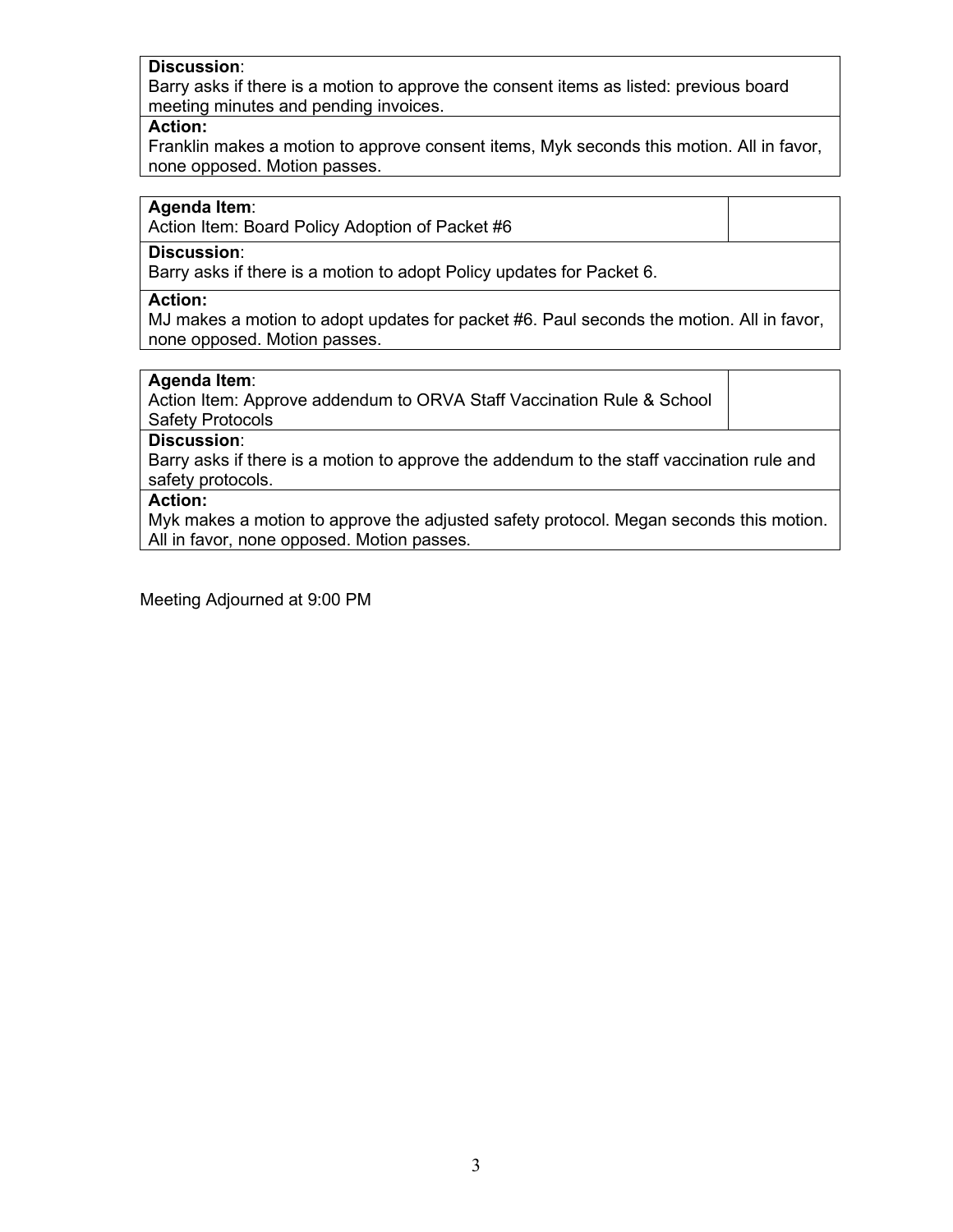**Discussion**:
Barry asks if there is a motion to approve the consent items as listed: previous board meeting minutes and pending invoices.

**Action:**
Franklin makes a motion to approve consent items, Myk seconds this motion. All in favor, none opposed. Motion passes.

| | |
|---|---|
| **Agenda Item**:<br>Action Item: Board Policy Adoption of Packet #6 | |
| **Discussion**:<br>Barry asks if there is a motion to adopt Policy updates for Packet 6. | |
| **Action:**<br>MJ makes a motion to adopt updates for packet #6. Paul seconds the motion. All in favor, none opposed. Motion passes. | |

| | |
|---|---|
| **Agenda Item**:<br>Action Item: Approve addendum to ORVA Staff Vaccination Rule & School Safety Protocols | |
| **Discussion**:<br>Barry asks if there is a motion to approve the addendum to the staff vaccination rule and safety protocols. | |
| **Action:**<br>Myk makes a motion to approve the adjusted safety protocol. Megan seconds this motion. All in favor, none opposed. Motion passes. | |

Meeting Adjourned at 9:00 PM